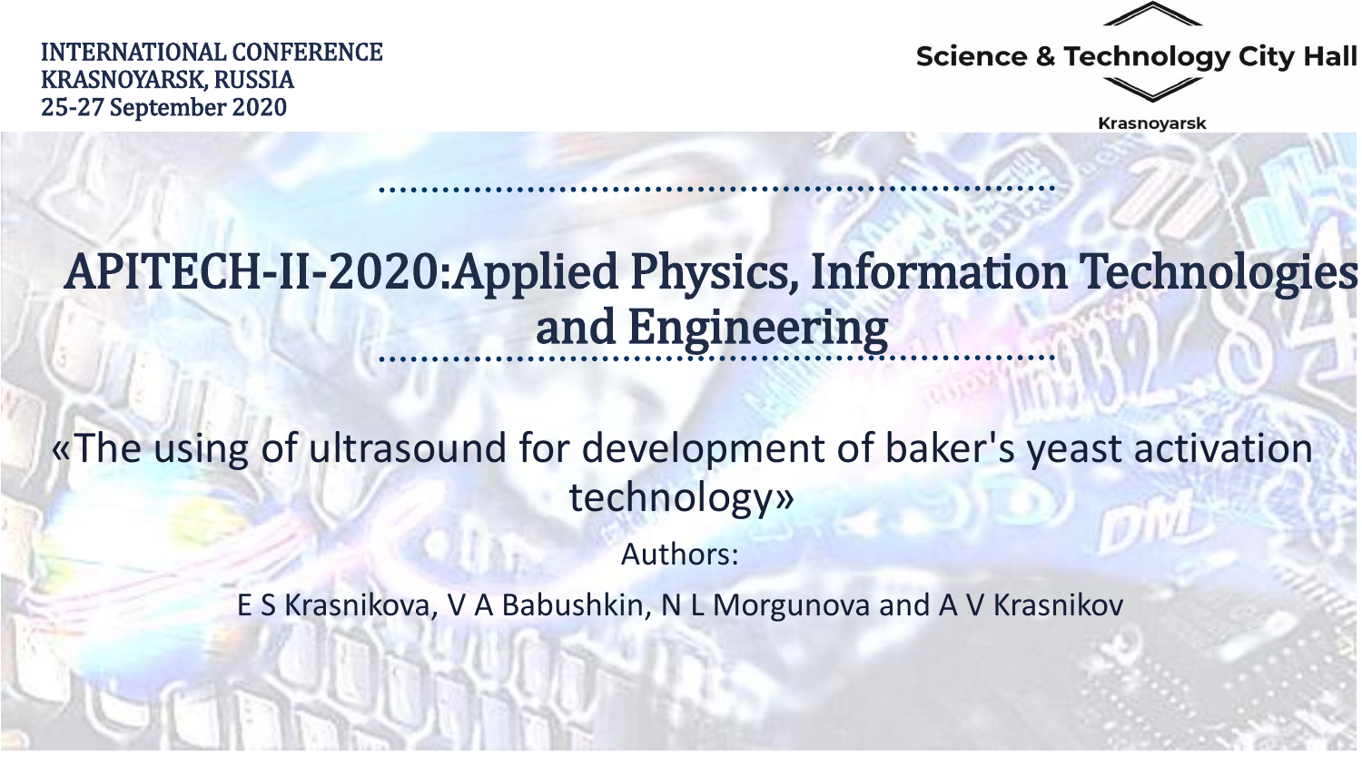INTERNATIONAL CONFERENCE
KRASNOYARSK, RUSSIA
25-27 September 2020

Science & Technology City Hall
Krasnoyarsk

# APITECH-II-2020:Applied Physics, Information Technologies and Engineering

## «The using of ultrasound for development of baker's yeast activation technology»

Authors:

E S Krasnikova, V A Babushkin, N L Morgunova and A V Krasnikov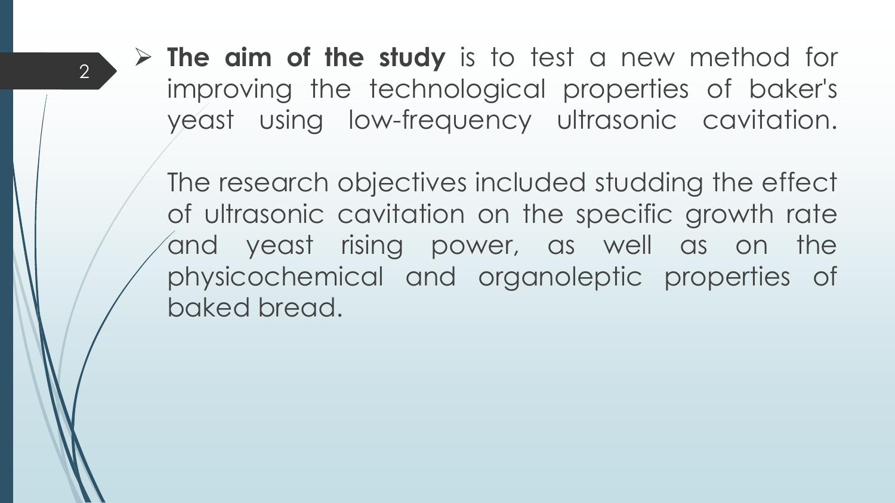- **The aim of the study** is to test a new method for improving the technological properties of baker's yeast using low-frequency ultrasonic cavitation.

  The research objectives included studding the effect of ultrasonic cavitation on the specific growth rate and yeast rising power, as well as on the physicochemical and organoleptic properties of baked bread.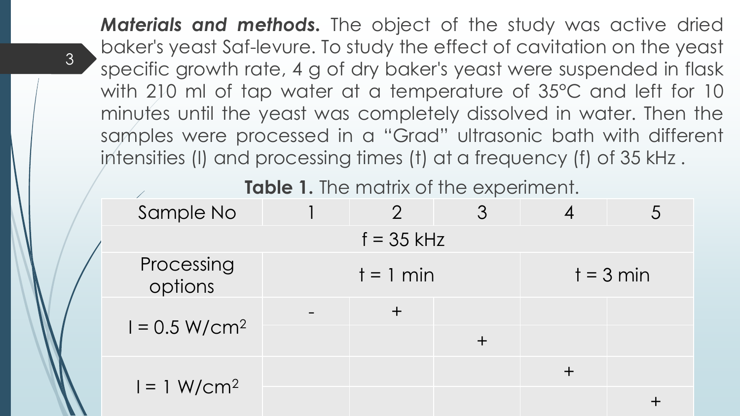***Materials and methods.*** The object of the study was active dried baker's yeast Saf-levure. To study the effect of cavitation on the yeast specific growth rate, 4 g of dry baker's yeast were suspended in flask with 210 ml of tap water at a temperature of 35°C and left for 10 minutes until the yeast was completely dissolved in water. Then the samples were processed in a "Grad" ultrasonic bath with different intensities (I) and processing times (t) at a frequency (f) of 35 kHz .

**Table 1.** The matrix of the experiment.

| Sample No | 1 | 2 | 3 | 4 | 5 |
|---|---|---|---|---|---|
| f = 35 kHz | | | | | |
| Processing options | t = 1 min | | | t = 3 min | |
| I = 0.5 W/cm$^2$ | - | + | | | |
| | | | + | | |
| I = 1 W/cm$^2$ | | | | + | |
| | | | | | + |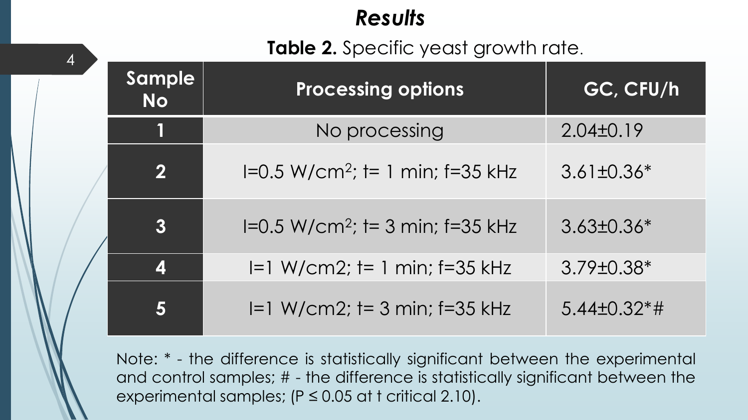## *Results*

**Table 2.** Specific yeast growth rate.

| Sample No | Processing options | GC, CFU/h |
|---|---|---|
| 1 | No processing | 2.04±0.19 |
| 2 | I=0.5 W/cm$^2$; t= 1 min; f=35 kHz | 3.61±0.36* |
| 3 | I=0.5 W/cm$^2$; t= 3 min; f=35 kHz | 3.63±0.36* |
| 4 | I=1 W/cm2; t= 1 min; f=35 kHz | 3.79±0.38* |
| 5 | I=1 W/cm2; t= 3 min; f=35 kHz | 5.44±0.32*# |

Note: * - the difference is statistically significant between the experimental and control samples; # - the difference is statistically significant between the experimental samples; ($P \leq 0.05$ at t critical 2.10).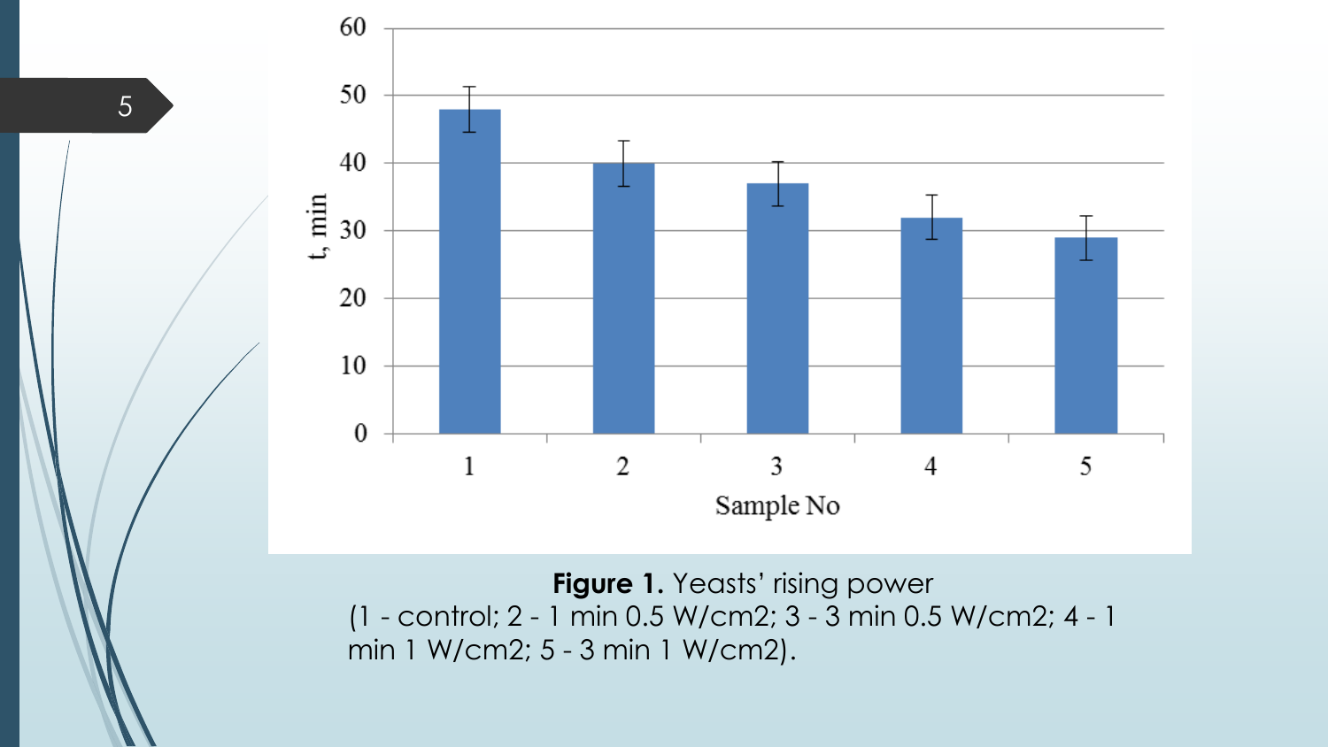**Figure 1.** Yeasts' rising power
(1 - control; 2 - 1 min 0.5 W/cm2; 3 - 3 min 0.5 W/cm2; 4 - 1 min 1 W/cm2; 5 - 3 min 1 W/cm2).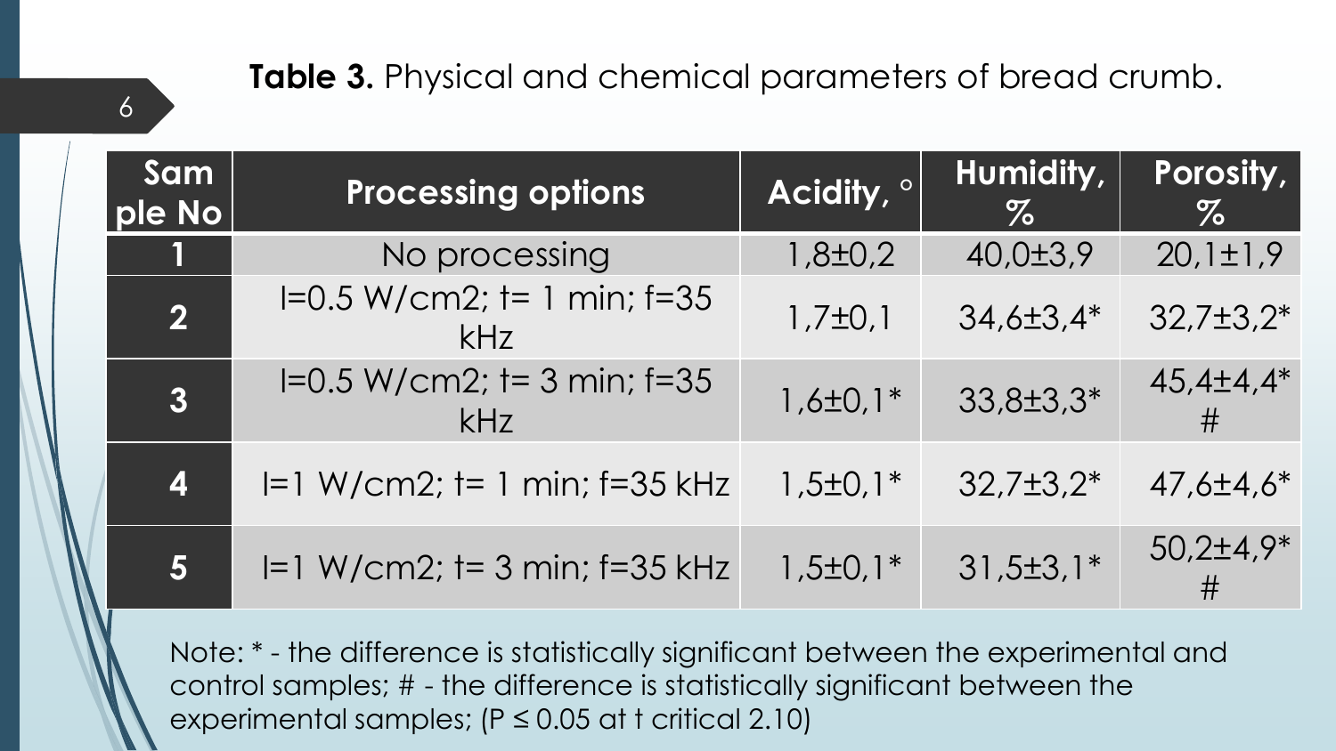**Table 3.** Physical and chemical parameters of bread crumb.

| Sample No | Processing options | Acidity, ° | Humidity, % | Porosity, % |
|---|---|---|---|---|
| 1 | No processing | 1,8±0,2 | 40,0±3,9 | 20,1±1,9 |
| 2 | I=0.5 W/cm2; t= 1 min; f=35 kHz | 1,7±0,1 | 34,6±3,4* | 32,7±3,2* |
| 3 | I=0.5 W/cm2; t= 3 min; f=35 kHz | 1,6±0,1* | 33,8±3,3* | 45,4±4,4* # |
| 4 | I=1 W/cm2; t= 1 min; f=35 kHz | 1,5±0,1* | 32,7±3,2* | 47,6±4,6* |
| 5 | I=1 W/cm2; t= 3 min; f=35 kHz | 1,5±0,1* | 31,5±3,1* | 50,2±4,9* # |

Note: * - the difference is statistically significant between the experimental and control samples; # - the difference is statistically significant between the experimental samples; ($P \leq 0.05$ at t critical 2.10)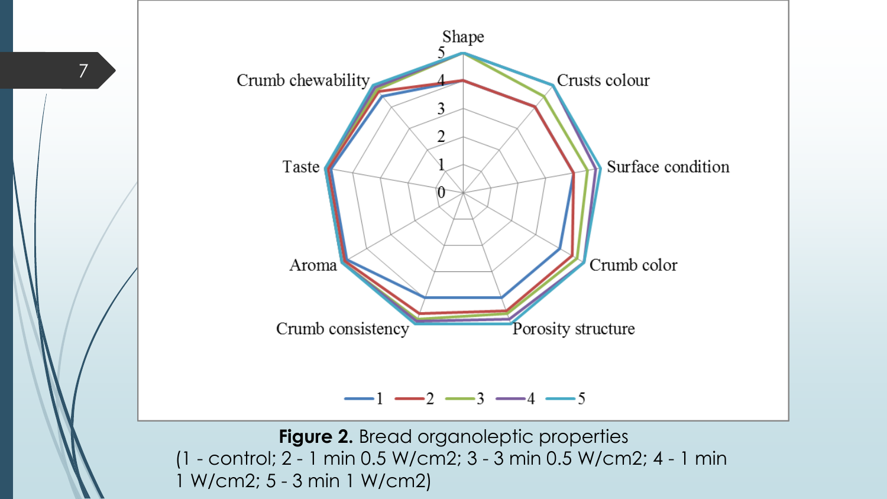**Figure 2.** Bread organoleptic properties
(1 - control; 2 - 1 min 0.5 W/cm2; 3 - 3 min 0.5 W/cm2; 4 - 1 min 1 W/cm2; 5 - 3 min 1 W/cm2)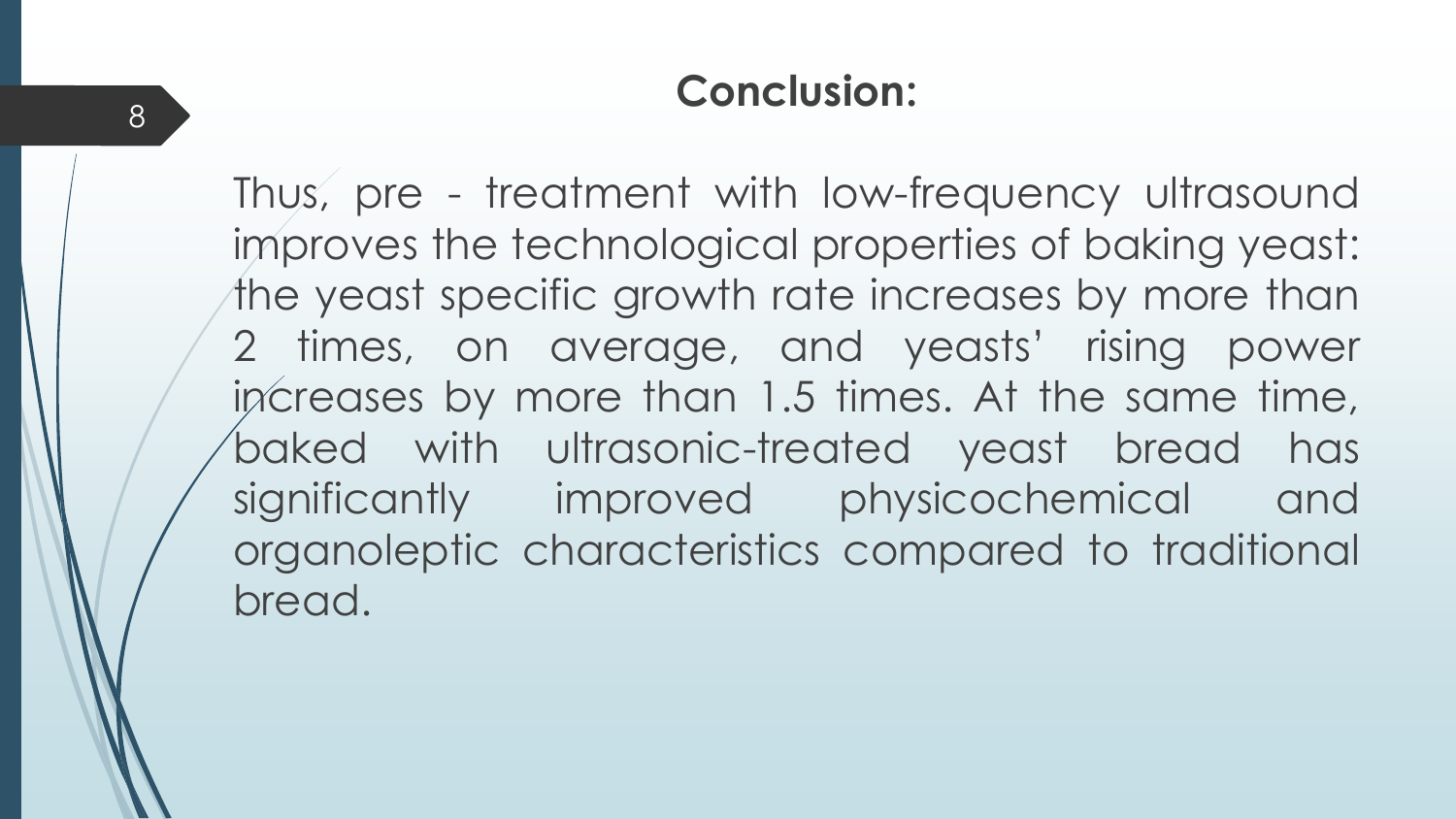## Conclusion:

Thus, pre - treatment with low-frequency ultrasound improves the technological properties of baking yeast: the yeast specific growth rate increases by more than 2 times, on average, and yeasts' rising power increases by more than 1.5 times. At the same time, baked with ultrasonic-treated yeast bread has significantly improved physicochemical and organoleptic characteristics compared to traditional bread.